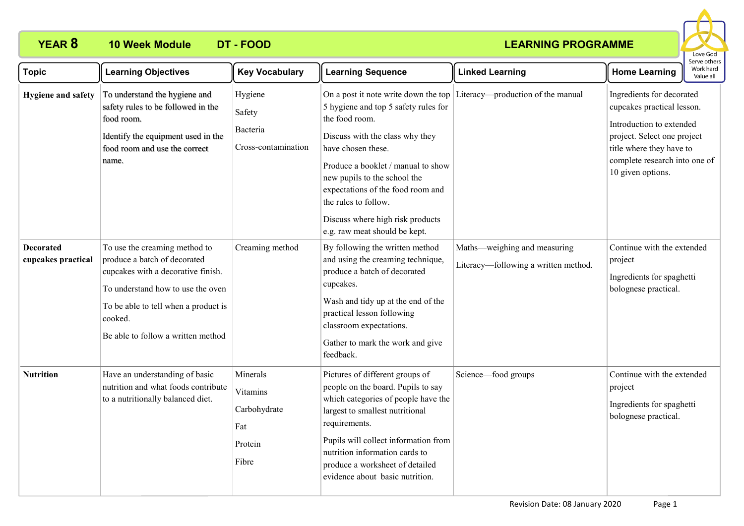# YEAR 8 10 Week Module DT - FOOD LEARNING PROGRAMME

| Topic | Learning Objectives | Key Vocabulary | Learning Sequence | Linked Learning | Home Learning |
|---|---|---|---|---|---|
| **Hygiene and safety** | To understand the hygiene and safety rules to be followed in the food room.<br>Identify the equipment used in the food room and use the correct name. | Hygiene<br>Safety<br>Bacteria<br>Cross-contamination | On a post it note write down the top 5 hygiene and top 5 safety rules for the food room.<br>Discuss with the class why they have chosen these.<br>Produce a booklet / manual to show new pupils to the school the expectations of the food room and the rules to follow.<br>Discuss where high risk products e.g. raw meat should be kept. | Literacy—production of the manual | Ingredients for decorated cupcakes practical lesson.<br>Introduction to extended project. Select one project title where they have to complete research into one of 10 given options. |
| **Decorated cupcakes practical** | To use the creaming method to produce a batch of decorated cupcakes with a decorative finish.<br>To understand how to use the oven<br>To be able to tell when a product is cooked.<br>Be able to follow a written method | Creaming method | By following the written method and using the creaming technique, produce a batch of decorated cupcakes.<br>Wash and tidy up at the end of the practical lesson following classroom expectations.<br>Gather to mark the work and give feedback. | Maths—weighing and measuring<br>Literacy—following a written method. | Continue with the extended project<br>Ingredients for spaghetti bolognese practical. |
| **Nutrition** | Have an understanding of basic nutrition and what foods contribute to a nutritionally balanced diet. | Minerals<br>Vitamins<br>Carbohydrate<br>Fat<br>Protein<br>Fibre | Pictures of different groups of people on the board. Pupils to say which categories of people have the largest to smallest nutritional requirements.<br>Pupils will collect information from nutrition information cards to produce a worksheet of detailed evidence about basic nutrition. | Science—food groups | Continue with the extended project<br>Ingredients for spaghetti bolognese practical. |

Revision Date: 08 January 2020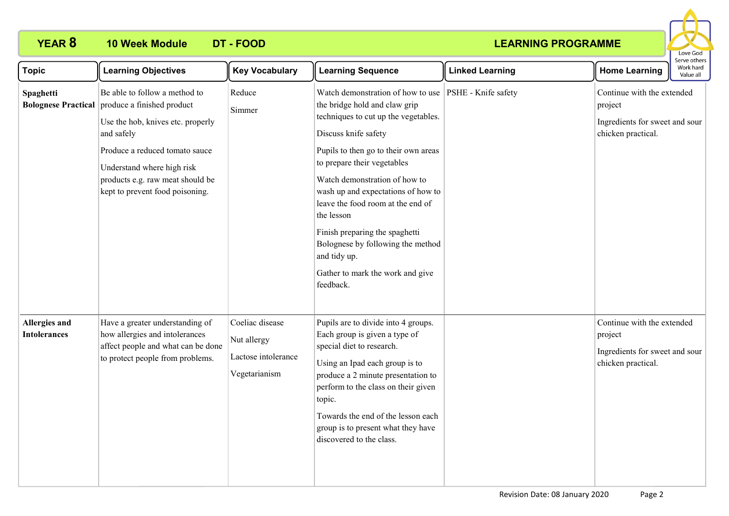**YEAR 8** **10 Week Module** **DT - FOOD** **LEARNING PROGRAMME**

Love God
Serve others
Work hard
Value all

| Topic | Learning Objectives | Key Vocabulary | Learning Sequence | Linked Learning | Home Learning |
|---|---|---|---|---|---|
| **Spaghetti Bolognese Practical** | Be able to follow a method to produce a finished product<br><br>Use the hob, knives etc. properly and safely<br><br>Produce a reduced tomato sauce<br><br>Understand where high risk products e.g. raw meat should be kept to prevent food poisoning. | Reduce<br><br>Simmer | Watch demonstration of how to use the bridge hold and claw grip techniques to cut up the vegetables.<br><br>Discuss knife safety<br><br>Pupils to then go to their own areas to prepare their vegetables<br><br>Watch demonstration of how to wash up and expectations of how to leave the food room at the end of the lesson<br><br>Finish preparing the spaghetti Bolognese by following the method and tidy up.<br><br>Gather to mark the work and give feedback. | PSHE - Knife safety | Continue with the extended project<br><br>Ingredients for sweet and sour chicken practical. |
| **Allergies and Intolerances** | Have a greater understanding of how allergies and intolerances affect people and what can be done to protect people from problems. | Coeliac disease<br><br>Nut allergy<br><br>Lactose intolerance<br><br>Vegetarianism | Pupils are to divide into 4 groups. Each group is given a type of special diet to research.<br><br>Using an Ipad each group is to produce a 2 minute presentation to perform to the class on their given topic.<br><br>Towards the end of the lesson each group is to present what they have discovered to the class. | | Continue with the extended project<br><br>Ingredients for sweet and sour chicken practical. |

Revision Date: 08 January 2020